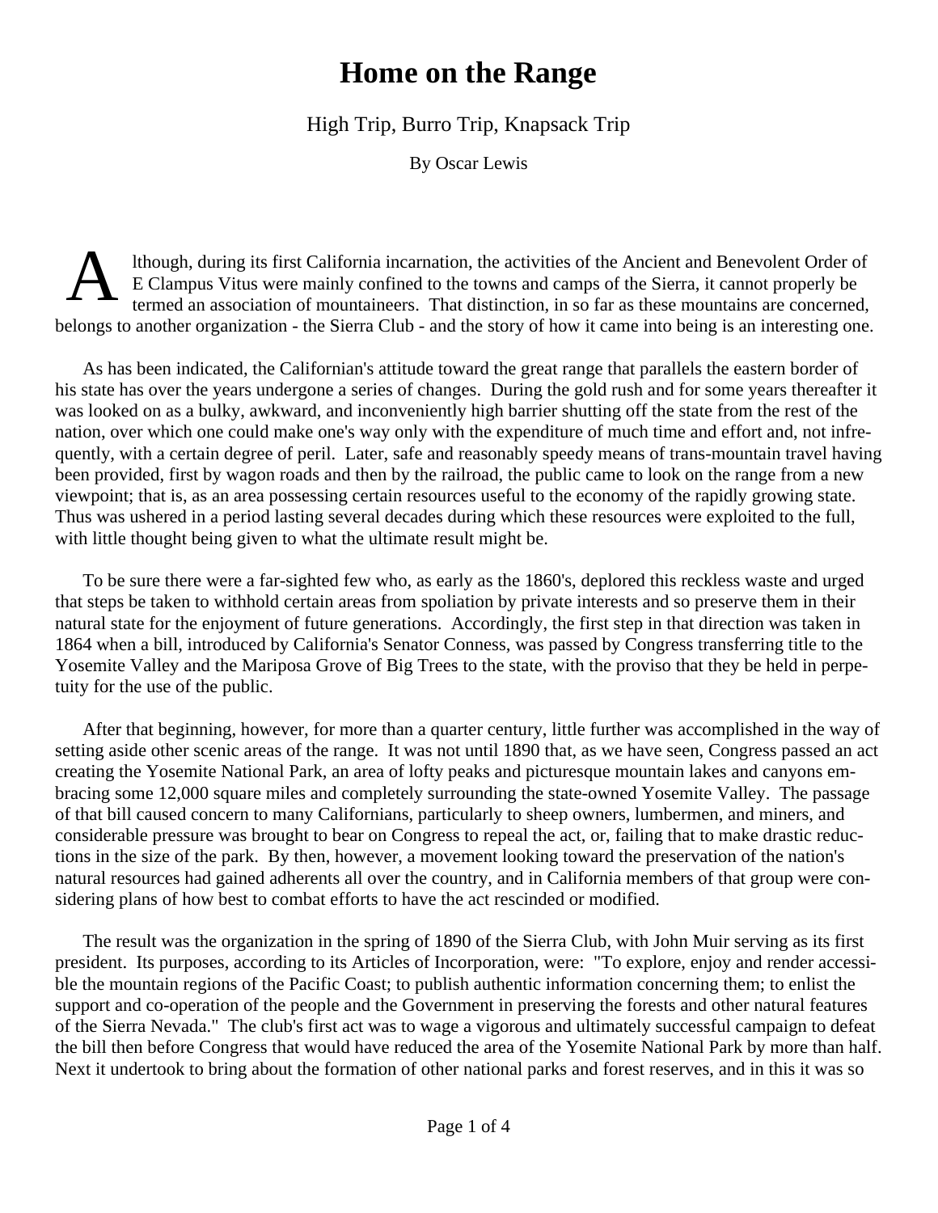# Home on the Range

High Trip, Burro Trip, Knapsack Trip

By Oscar Lewis

Although, during its first California incarnation, the activities of the Ancient and Benevolent Order of E Clampus Vitus were mainly confined to the towns and camps of the Sierra, it cannot properly be termed an association of mountaineers. That distinction, in so far as these mountains are concerned, belongs to another organization - the Sierra Club - and the story of how it came into being is an interesting one.

As has been indicated, the Californian's attitude toward the great range that parallels the eastern border of his state has over the years undergone a series of changes. During the gold rush and for some years thereafter it was looked on as a bulky, awkward, and inconveniently high barrier shutting off the state from the rest of the nation, over which one could make one's way only with the expenditure of much time and effort and, not infrequently, with a certain degree of peril. Later, safe and reasonably speedy means of trans-mountain travel having been provided, first by wagon roads and then by the railroad, the public came to look on the range from a new viewpoint; that is, as an area possessing certain resources useful to the economy of the rapidly growing state. Thus was ushered in a period lasting several decades during which these resources were exploited to the full, with little thought being given to what the ultimate result might be.

To be sure there were a far-sighted few who, as early as the 1860's, deplored this reckless waste and urged that steps be taken to withhold certain areas from spoliation by private interests and so preserve them in their natural state for the enjoyment of future generations. Accordingly, the first step in that direction was taken in 1864 when a bill, introduced by California's Senator Conness, was passed by Congress transferring title to the Yosemite Valley and the Mariposa Grove of Big Trees to the state, with the proviso that they be held in perpetuity for the use of the public.

After that beginning, however, for more than a quarter century, little further was accomplished in the way of setting aside other scenic areas of the range. It was not until 1890 that, as we have seen, Congress passed an act creating the Yosemite National Park, an area of lofty peaks and picturesque mountain lakes and canyons embracing some 12,000 square miles and completely surrounding the state-owned Yosemite Valley. The passage of that bill caused concern to many Californians, particularly to sheep owners, lumbermen, and miners, and considerable pressure was brought to bear on Congress to repeal the act, or, failing that to make drastic reductions in the size of the park. By then, however, a movement looking toward the preservation of the nation's natural resources had gained adherents all over the country, and in California members of that group were considering plans of how best to combat efforts to have the act rescinded or modified.

The result was the organization in the spring of 1890 of the Sierra Club, with John Muir serving as its first president. Its purposes, according to its Articles of Incorporation, were: "To explore, enjoy and render accessible the mountain regions of the Pacific Coast; to publish authentic information concerning them; to enlist the support and co-operation of the people and the Government in preserving the forests and other natural features of the Sierra Nevada." The club's first act was to wage a vigorous and ultimately successful campaign to defeat the bill then before Congress that would have reduced the area of the Yosemite National Park by more than half. Next it undertook to bring about the formation of other national parks and forest reserves, and in this it was so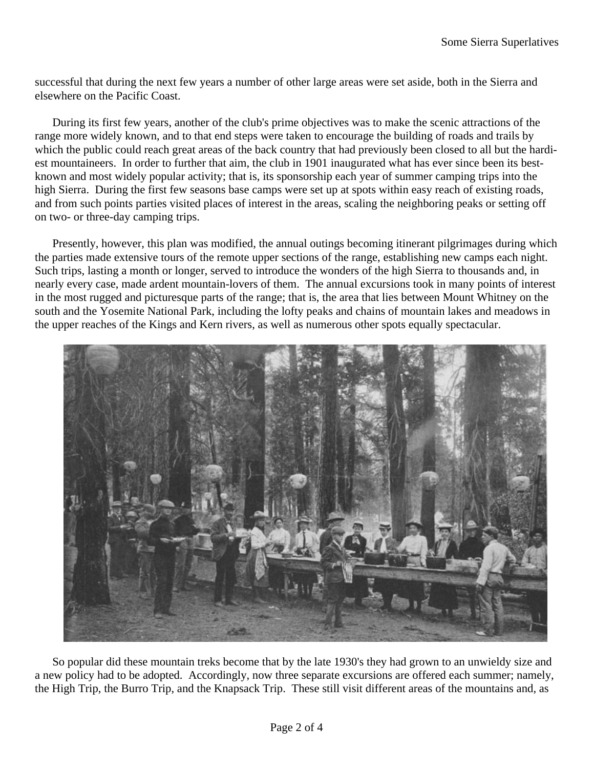successful that during the next few years a number of other large areas were set aside, both in the Sierra and elsewhere on the Pacific Coast.

During its first few years, another of the club's prime objectives was to make the scenic attractions of the range more widely known, and to that end steps were taken to encourage the building of roads and trails by which the public could reach great areas of the back country that had previously been closed to all but the hardiest mountaineers. In order to further that aim, the club in 1901 inaugurated what has ever since been its best-known and most widely popular activity; that is, its sponsorship each year of summer camping trips into the high Sierra. During the first few seasons base camps were set up at spots within easy reach of existing roads, and from such points parties visited places of interest in the areas, scaling the neighboring peaks or setting off on two- or three-day camping trips.

Presently, however, this plan was modified, the annual outings becoming itinerant pilgrimages during which the parties made extensive tours of the remote upper sections of the range, establishing new camps each night. Such trips, lasting a month or longer, served to introduce the wonders of the high Sierra to thousands and, in nearly every case, made ardent mountain-lovers of them. The annual excursions took in many points of interest in the most rugged and picturesque parts of the range; that is, the area that lies between Mount Whitney on the south and the Yosemite National Park, including the lofty peaks and chains of mountain lakes and meadows in the upper reaches of the Kings and Kern rivers, as well as numerous other spots equally spectacular.

So popular did these mountain treks become that by the late 1930's they had grown to an unwieldy size and a new policy had to be adopted. Accordingly, now three separate excursions are offered each summer; namely, the High Trip, the Burro Trip, and the Knapsack Trip. These still visit different areas of the mountains and, as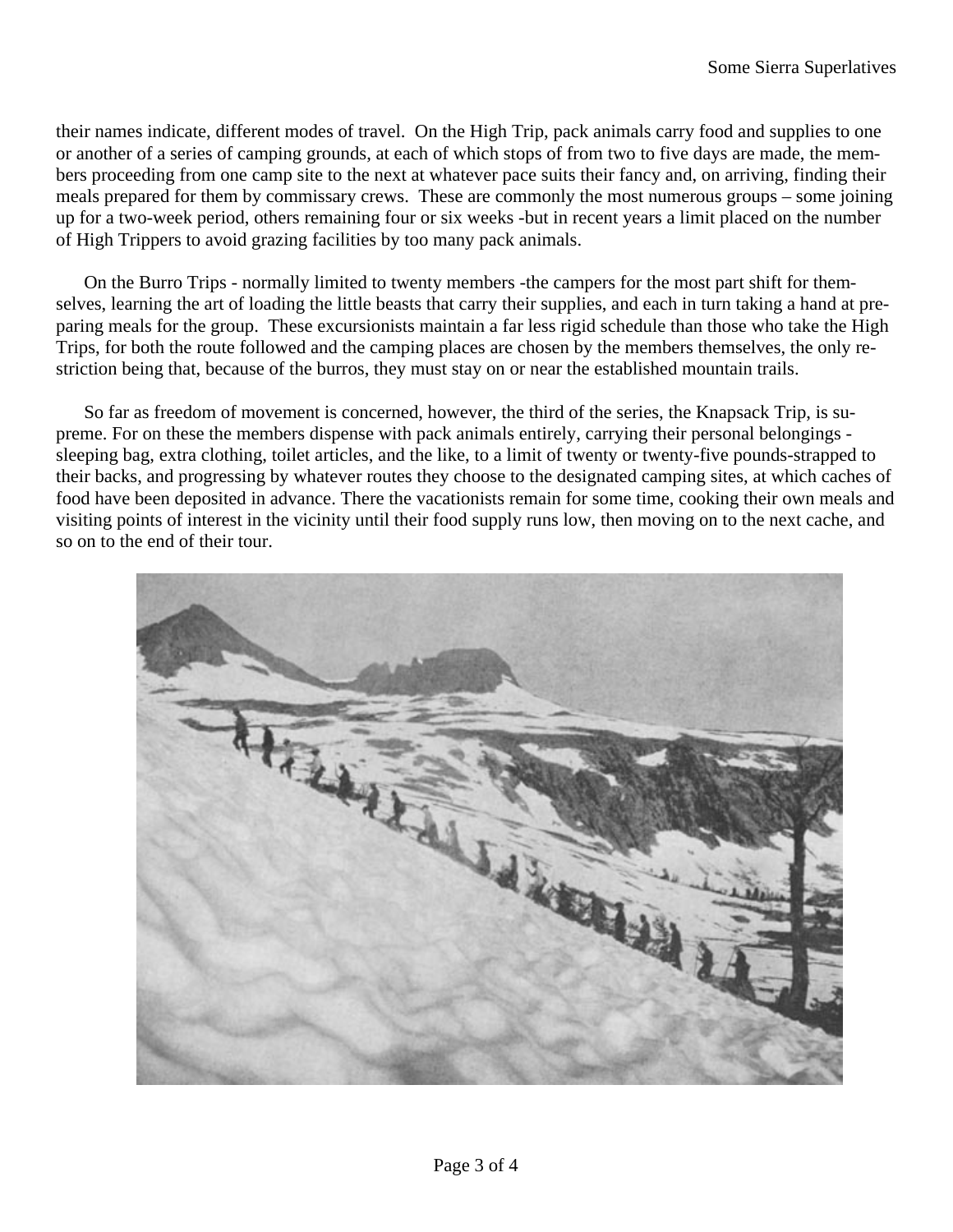their names indicate, different modes of travel. On the High Trip, pack animals carry food and supplies to one or another of a series of camping grounds, at each of which stops of from two to five days are made, the members proceeding from one camp site to the next at whatever pace suits their fancy and, on arriving, finding their meals prepared for them by commissary crews. These are commonly the most numerous groups – some joining up for a two-week period, others remaining four or six weeks -but in recent years a limit placed on the number of High Trippers to avoid grazing facilities by too many pack animals.

On the Burro Trips - normally limited to twenty members -the campers for the most part shift for themselves, learning the art of loading the little beasts that carry their supplies, and each in turn taking a hand at preparing meals for the group. These excursionists maintain a far less rigid schedule than those who take the High Trips, for both the route followed and the camping places are chosen by the members themselves, the only restriction being that, because of the burros, they must stay on or near the established mountain trails.

So far as freedom of movement is concerned, however, the third of the series, the Knapsack Trip, is supreme. For on these the members dispense with pack animals entirely, carrying their personal belongings - sleeping bag, extra clothing, toilet articles, and the like, to a limit of twenty or twenty-five pounds-strapped to their backs, and progressing by whatever routes they choose to the designated camping sites, at which caches of food have been deposited in advance. There the vacationists remain for some time, cooking their own meals and visiting points of interest in the vicinity until their food supply runs low, then moving on to the next cache, and so on to the end of their tour.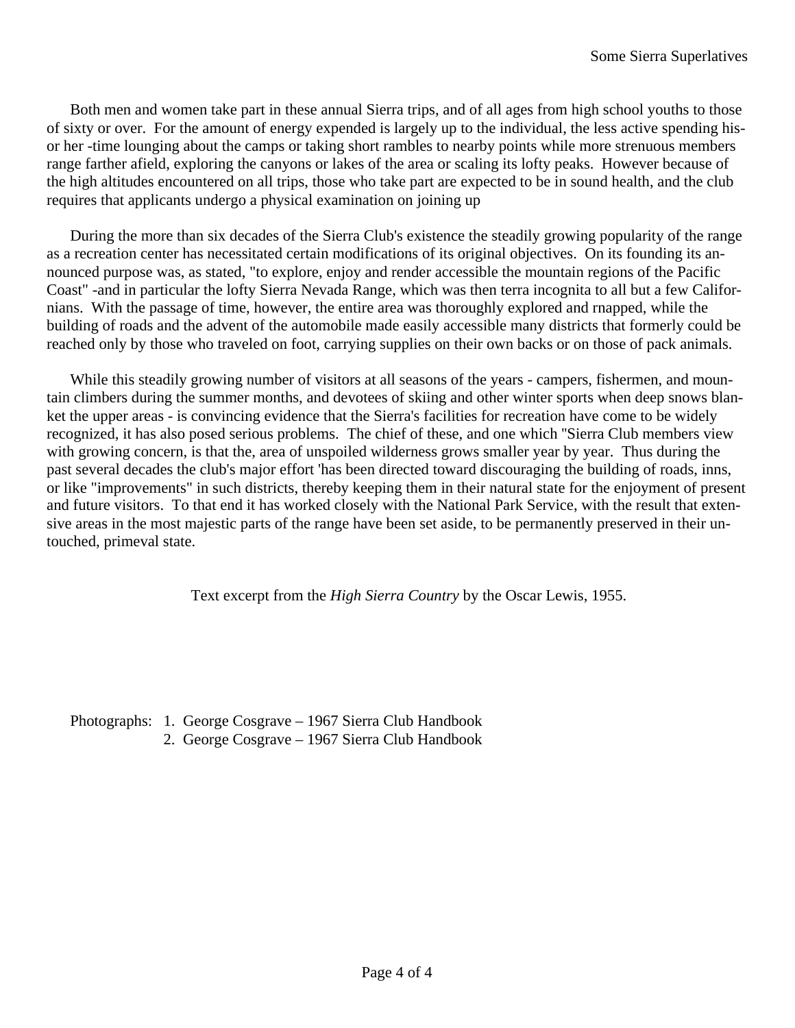Both men and women take part in these annual Sierra trips, and of all ages from high school youths to those of sixty or over. For the amount of energy expended is largely up to the individual, the less active spending his- or her -time lounging about the camps or taking short rambles to nearby points while more strenuous members range farther afield, exploring the canyons or lakes of the area or scaling its lofty peaks. However because of the high altitudes encountered on all trips, those who take part are expected to be in sound health, and the club requires that applicants undergo a physical examination on joining up

During the more than six decades of the Sierra Club's existence the steadily growing popularity of the range as a recreation center has necessitated certain modifications of its original objectives. On its founding its announced purpose was, as stated, "to explore, enjoy and render accessible the mountain regions of the Pacific Coast" -and in particular the lofty Sierra Nevada Range, which was then terra incognita to all but a few Californians. With the passage of time, however, the entire area was thoroughly explored and rnapped, while the building of roads and the advent of the automobile made easily accessible many districts that formerly could be reached only by those who traveled on foot, carrying supplies on their own backs or on those of pack animals.

While this steadily growing number of visitors at all seasons of the years - campers, fishermen, and mountain climbers during the summer months, and devotees of skiing and other winter sports when deep snows blanket the upper areas - is convincing evidence that the Sierra's facilities for recreation have come to be widely recognized, it has also posed serious problems. The chief of these, and one which "Sierra Club members view with growing concern, is that the, area of unspoiled wilderness grows smaller year by year. Thus during the past several decades the club's major effort 'has been directed toward discouraging the building of roads, inns, or like "improvements" in such districts, thereby keeping them in their natural state for the enjoyment of present and future visitors. To that end it has worked closely with the National Park Service, with the result that extensive areas in the most majestic parts of the range have been set aside, to be permanently preserved in their untouched, primeval state.

Text excerpt from the *High Sierra Country* by the Oscar Lewis, 1955.

Photographs:
1. George Cosgrave – 1967 Sierra Club Handbook
2. George Cosgrave – 1967 Sierra Club Handbook